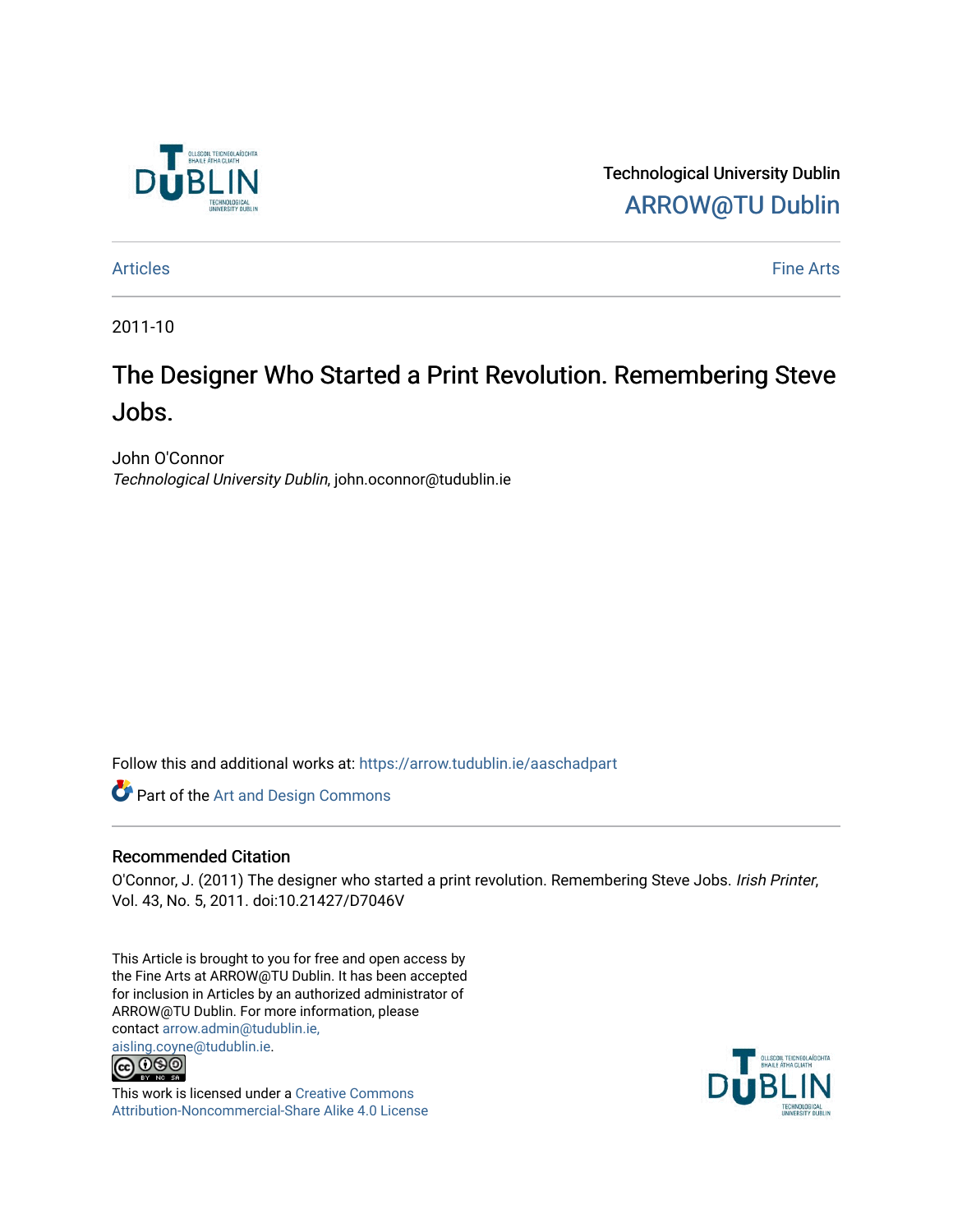Technological University Dublin
ARROW@TU Dublin

Articles | Fine Arts

2011-10

# The Designer Who Started a Print Revolution. Remembering Steve Jobs.

John O'Connor
*Technological University Dublin*, john.oconnor@tudublin.ie

Follow this and additional works at: https://arrow.tudublin.ie/aaschadpart

Part of the Art and Design Commons

## Recommended Citation

O'Connor, J. (2011) The designer who started a print revolution. Remembering Steve Jobs. *Irish Printer*, Vol. 43, No. 5, 2011. doi:10.21427/D7046V

This Article is brought to you for free and open access by the Fine Arts at ARROW@TU Dublin. It has been accepted for inclusion in Articles by an authorized administrator of ARROW@TU Dublin. For more information, please contact arrow.admin@tudublin.ie, aisling.coyne@tudublin.ie.

This work is licensed under a Creative Commons Attribution-Noncommercial-Share Alike 4.0 License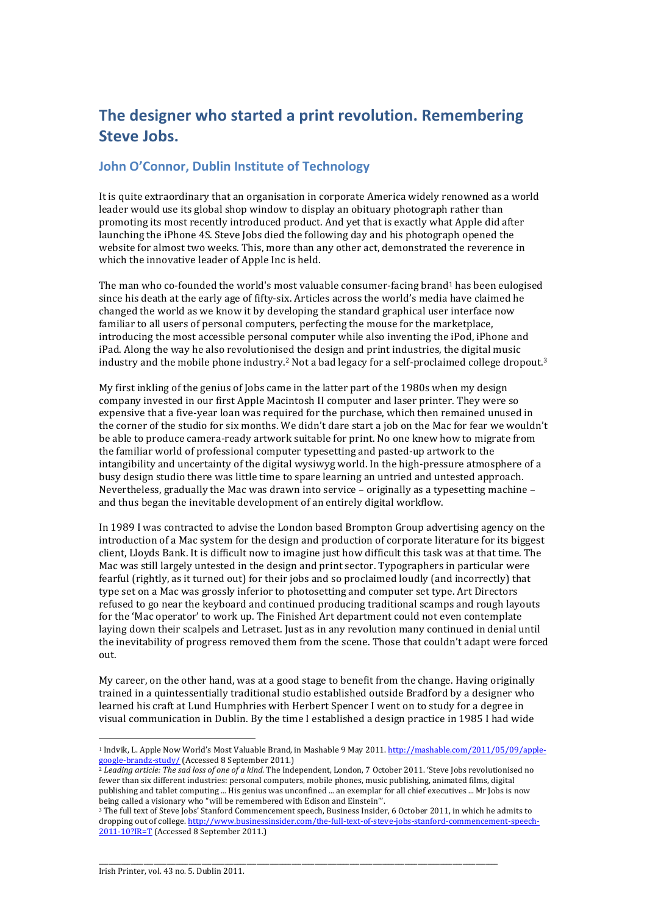# The designer who started a print revolution. Remembering Steve Jobs.

## John O'Connor, Dublin Institute of Technology

It is quite extraordinary that an organisation in corporate America widely renowned as a world leader would use its global shop window to display an obituary photograph rather than promoting its most recently introduced product. And yet that is exactly what Apple did after launching the iPhone 4S. Steve Jobs died the following day and his photograph opened the website for almost two weeks. This, more than any other act, demonstrated the reverence in which the innovative leader of Apple Inc is held.

The man who co-founded the world's most valuable consumer-facing brand[1] has been eulogised since his death at the early age of fifty-six. Articles across the world's media have claimed he changed the world as we know it by developing the standard graphical user interface now familiar to all users of personal computers, perfecting the mouse for the marketplace, introducing the most accessible personal computer while also inventing the iPod, iPhone and iPad. Along the way he also revolutionised the design and print industries, the digital music industry and the mobile phone industry.[2] Not a bad legacy for a self-proclaimed college dropout.[3]

My first inkling of the genius of Jobs came in the latter part of the 1980s when my design company invested in our first Apple Macintosh II computer and laser printer. They were so expensive that a five-year loan was required for the purchase, which then remained unused in the corner of the studio for six months. We didn't dare start a job on the Mac for fear we wouldn't be able to produce camera-ready artwork suitable for print. No one knew how to migrate from the familiar world of professional computer typesetting and pasted-up artwork to the intangibility and uncertainty of the digital wysiwyg world. In the high-pressure atmosphere of a busy design studio there was little time to spare learning an untried and untested approach. Nevertheless, gradually the Mac was drawn into service – originally as a typesetting machine – and thus began the inevitable development of an entirely digital workflow.

In 1989 I was contracted to advise the London based Brompton Group advertising agency on the introduction of a Mac system for the design and production of corporate literature for its biggest client, Lloyds Bank. It is difficult now to imagine just how difficult this task was at that time. The Mac was still largely untested in the design and print sector. Typographers in particular were fearful (rightly, as it turned out) for their jobs and so proclaimed loudly (and incorrectly) that type set on a Mac was grossly inferior to photosetting and computer set type. Art Directors refused to go near the keyboard and continued producing traditional scamps and rough layouts for the 'Mac operator' to work up. The Finished Art department could not even contemplate laying down their scalpels and Letraset. Just as in any revolution many continued in denial until the inevitability of progress removed them from the scene. Those that couldn't adapt were forced out.

My career, on the other hand, was at a good stage to benefit from the change. Having originally trained in a quintessentially traditional studio established outside Bradford by a designer who learned his craft at Lund Humphries with Herbert Spencer I went on to study for a degree in visual communication in Dublin. By the time I established a design practice in 1985 I had wide

---

[1] Indvik, L. Apple Now World's Most Valuable Brand, in Mashable 9 May 2011. http://mashable.com/2011/05/09/apple-google-brandz-study/ (Accessed 8 September 2011.)

[2] *Leading article: The sad loss of one of a kind.* The Independent, London, 7 October 2011. 'Steve Jobs revolutionised no fewer than six different industries: personal computers, mobile phones, music publishing, animated films, digital publishing and tablet computing ... His genius was unconfined ... an exemplar for all chief executives ... Mr Jobs is now being called a visionary who "will be remembered with Edison and Einstein"'.

[3] The full text of Steve Jobs' Stanford Commencement speech, Business Insider, 6 October 2011, in which he admits to dropping out of college. http://www.businessinsider.com/the-full-text-of-steve-jobs-stanford-commencement-speech-2011-10?IR=T (Accessed 8 September 2011.)

Irish Printer, vol. 43 no. 5. Dublin 2011.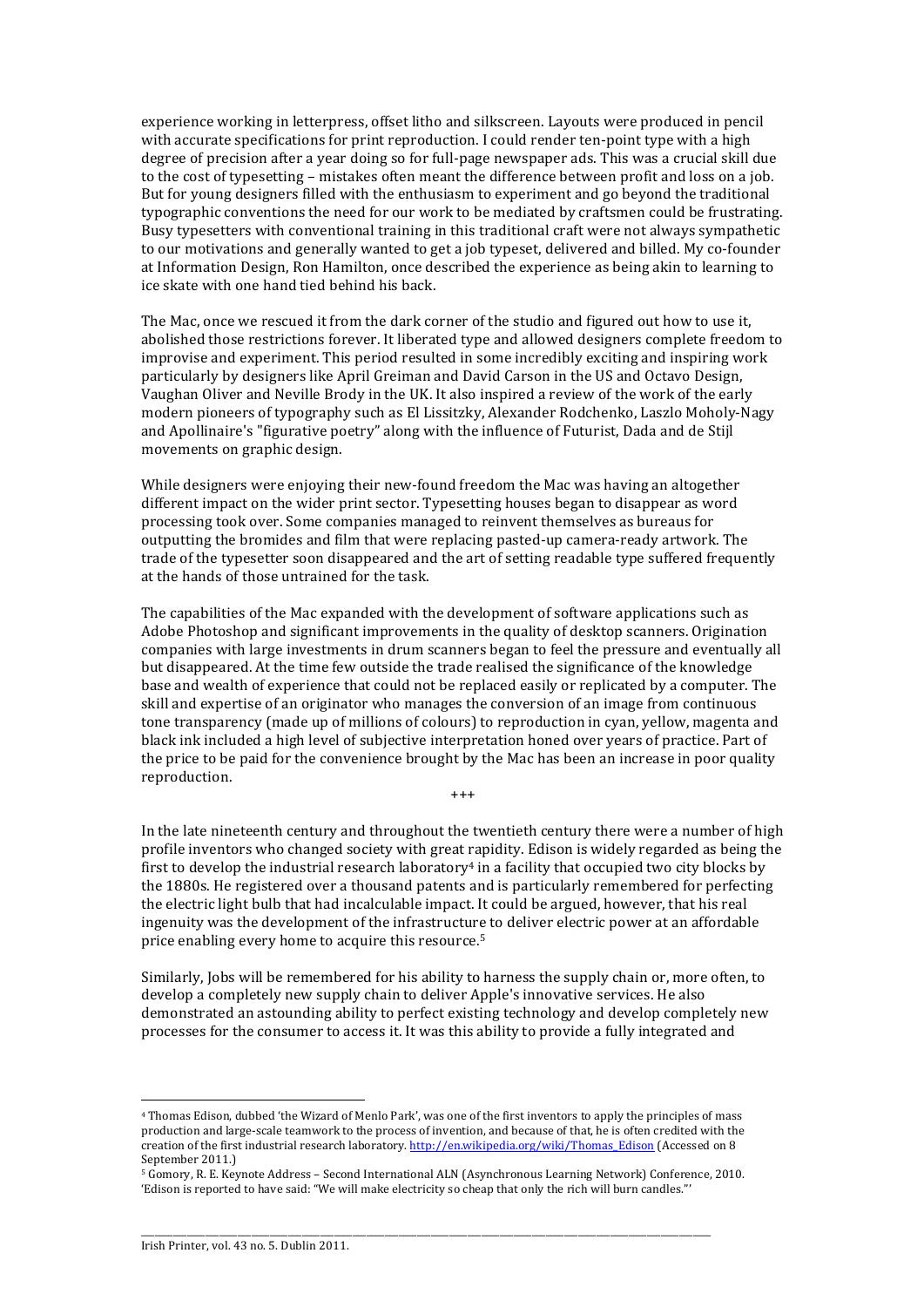experience working in letterpress, offset litho and silkscreen. Layouts were produced in pencil with accurate specifications for print reproduction. I could render ten-point type with a high degree of precision after a year doing so for full-page newspaper ads. This was a crucial skill due to the cost of typesetting – mistakes often meant the difference between profit and loss on a job. But for young designers filled with the enthusiasm to experiment and go beyond the traditional typographic conventions the need for our work to be mediated by craftsmen could be frustrating. Busy typesetters with conventional training in this traditional craft were not always sympathetic to our motivations and generally wanted to get a job typeset, delivered and billed. My co-founder at Information Design, Ron Hamilton, once described the experience as being akin to learning to ice skate with one hand tied behind his back.

The Mac, once we rescued it from the dark corner of the studio and figured out how to use it, abolished those restrictions forever. It liberated type and allowed designers complete freedom to improvise and experiment. This period resulted in some incredibly exciting and inspiring work particularly by designers like April Greiman and David Carson in the US and Octavo Design, Vaughan Oliver and Neville Brody in the UK. It also inspired a review of the work of the early modern pioneers of typography such as El Lissitzky, Alexander Rodchenko, Laszlo Moholy-Nagy and Apollinaire's "figurative poetry" along with the influence of Futurist, Dada and de Stijl movements on graphic design.

While designers were enjoying their new-found freedom the Mac was having an altogether different impact on the wider print sector. Typesetting houses began to disappear as word processing took over. Some companies managed to reinvent themselves as bureaus for outputting the bromides and film that were replacing pasted-up camera-ready artwork. The trade of the typesetter soon disappeared and the art of setting readable type suffered frequently at the hands of those untrained for the task.

The capabilities of the Mac expanded with the development of software applications such as Adobe Photoshop and significant improvements in the quality of desktop scanners. Origination companies with large investments in drum scanners began to feel the pressure and eventually all but disappeared. At the time few outside the trade realised the significance of the knowledge base and wealth of experience that could not be replaced easily or replicated by a computer. The skill and expertise of an originator who manages the conversion of an image from continuous tone transparency (made up of millions of colours) to reproduction in cyan, yellow, magenta and black ink included a high level of subjective interpretation honed over years of practice. Part of the price to be paid for the convenience brought by the Mac has been an increase in poor quality reproduction.

+++

In the late nineteenth century and throughout the twentieth century there were a number of high profile inventors who changed society with great rapidity. Edison is widely regarded as being the first to develop the industrial research laboratory[4] in a facility that occupied two city blocks by the 1880s. He registered over a thousand patents and is particularly remembered for perfecting the electric light bulb that had incalculable impact. It could be argued, however, that his real ingenuity was the development of the infrastructure to deliver electric power at an affordable price enabling every home to acquire this resource.[5]

Similarly, Jobs will be remembered for his ability to harness the supply chain or, more often, to develop a completely new supply chain to deliver Apple's innovative services. He also demonstrated an astounding ability to perfect existing technology and develop completely new processes for the consumer to access it. It was this ability to provide a fully integrated and

---

[4] Thomas Edison, dubbed 'the Wizard of Menlo Park', was one of the first inventors to apply the principles of mass production and large-scale teamwork to the process of invention, and because of that, he is often credited with the creation of the first industrial research laboratory. http://en.wikipedia.org/wiki/Thomas_Edison (Accessed on 8 September 2011.)

[5] Gomory, R. E. Keynote Address – Second International ALN (Asynchronous Learning Network) Conference, 2010. 'Edison is reported to have said: "We will make electricity so cheap that only the rich will burn candles."'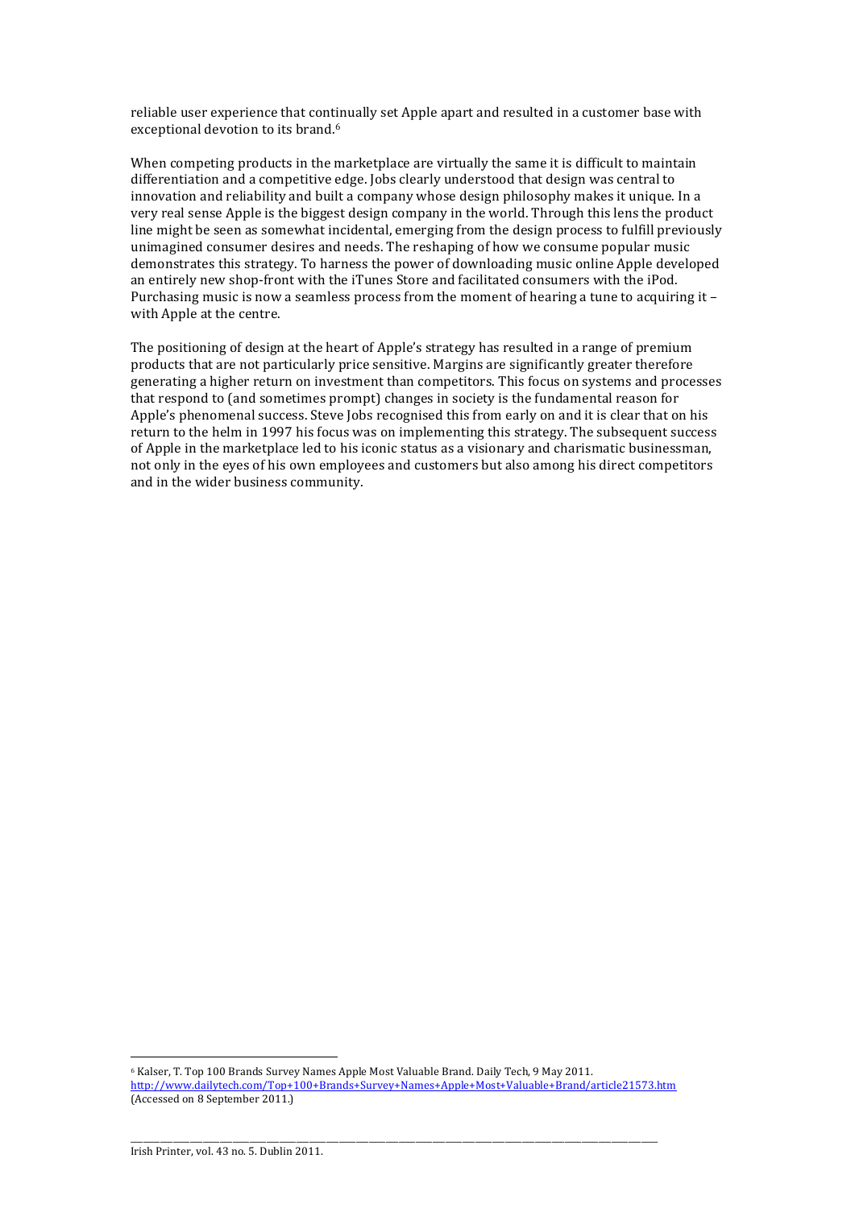reliable user experience that continually set Apple apart and resulted in a customer base with exceptional devotion to its brand.[6]

When competing products in the marketplace are virtually the same it is difficult to maintain differentiation and a competitive edge. Jobs clearly understood that design was central to innovation and reliability and built a company whose design philosophy makes it unique. In a very real sense Apple is the biggest design company in the world. Through this lens the product line might be seen as somewhat incidental, emerging from the design process to fulfill previously unimagined consumer desires and needs. The reshaping of how we consume popular music demonstrates this strategy. To harness the power of downloading music online Apple developed an entirely new shop-front with the iTunes Store and facilitated consumers with the iPod. Purchasing music is now a seamless process from the moment of hearing a tune to acquiring it – with Apple at the centre.

The positioning of design at the heart of Apple's strategy has resulted in a range of premium products that are not particularly price sensitive. Margins are significantly greater therefore generating a higher return on investment than competitors. This focus on systems and processes that respond to (and sometimes prompt) changes in society is the fundamental reason for Apple's phenomenal success. Steve Jobs recognised this from early on and it is clear that on his return to the helm in 1997 his focus was on implementing this strategy. The subsequent success of Apple in the marketplace led to his iconic status as a visionary and charismatic businessman, not only in the eyes of his own employees and customers but also among his direct competitors and in the wider business community.

---

[6] Kalser, T. Top 100 Brands Survey Names Apple Most Valuable Brand. Daily Tech, 9 May 2011. http://www.dailytech.com/Top+100+Brands+Survey+Names+Apple+Most+Valuable+Brand/article21573.htm (Accessed on 8 September 2011.)